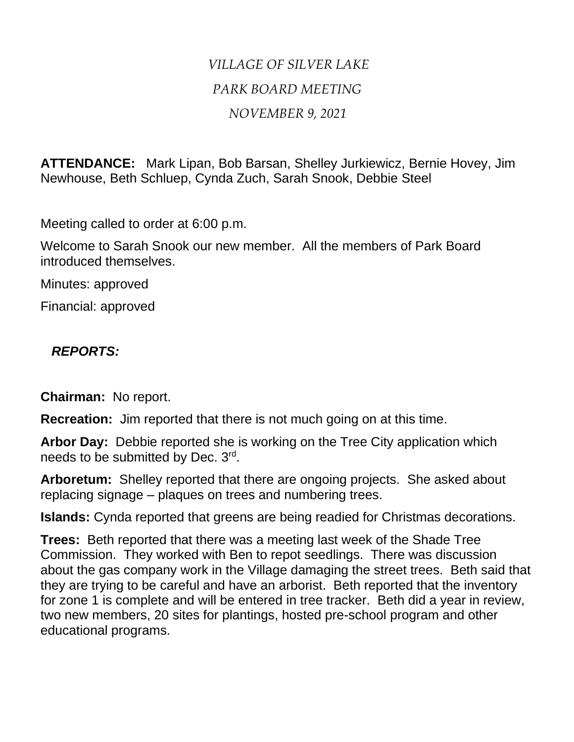*VILLAGE OF SILVER LAKE*

*PARK BOARD MEETING*

*NOVEMBER 9, 2021*

**ATTENDANCE:** Mark Lipan, Bob Barsan, Shelley Jurkiewicz, Bernie Hovey, Jim Newhouse, Beth Schluep, Cynda Zuch, Sarah Snook, Debbie Steel

Meeting called to order at 6:00 p.m.

Welcome to Sarah Snook our new member. All the members of Park Board introduced themselves.

Minutes: approved

Financial: approved

***REPORTS:***

**Chairman:** No report.

**Recreation:** Jim reported that there is not much going on at this time.

**Arbor Day:** Debbie reported she is working on the Tree City application which needs to be submitted by Dec. 3rd.

**Arboretum:** Shelley reported that there are ongoing projects. She asked about replacing signage – plaques on trees and numbering trees.

**Islands:** Cynda reported that greens are being readied for Christmas decorations.

**Trees:** Beth reported that there was a meeting last week of the Shade Tree Commission. They worked with Ben to repot seedlings. There was discussion about the gas company work in the Village damaging the street trees. Beth said that they are trying to be careful and have an arborist. Beth reported that the inventory for zone 1 is complete and will be entered in tree tracker. Beth did a year in review, two new members, 20 sites for plantings, hosted pre-school program and other educational programs.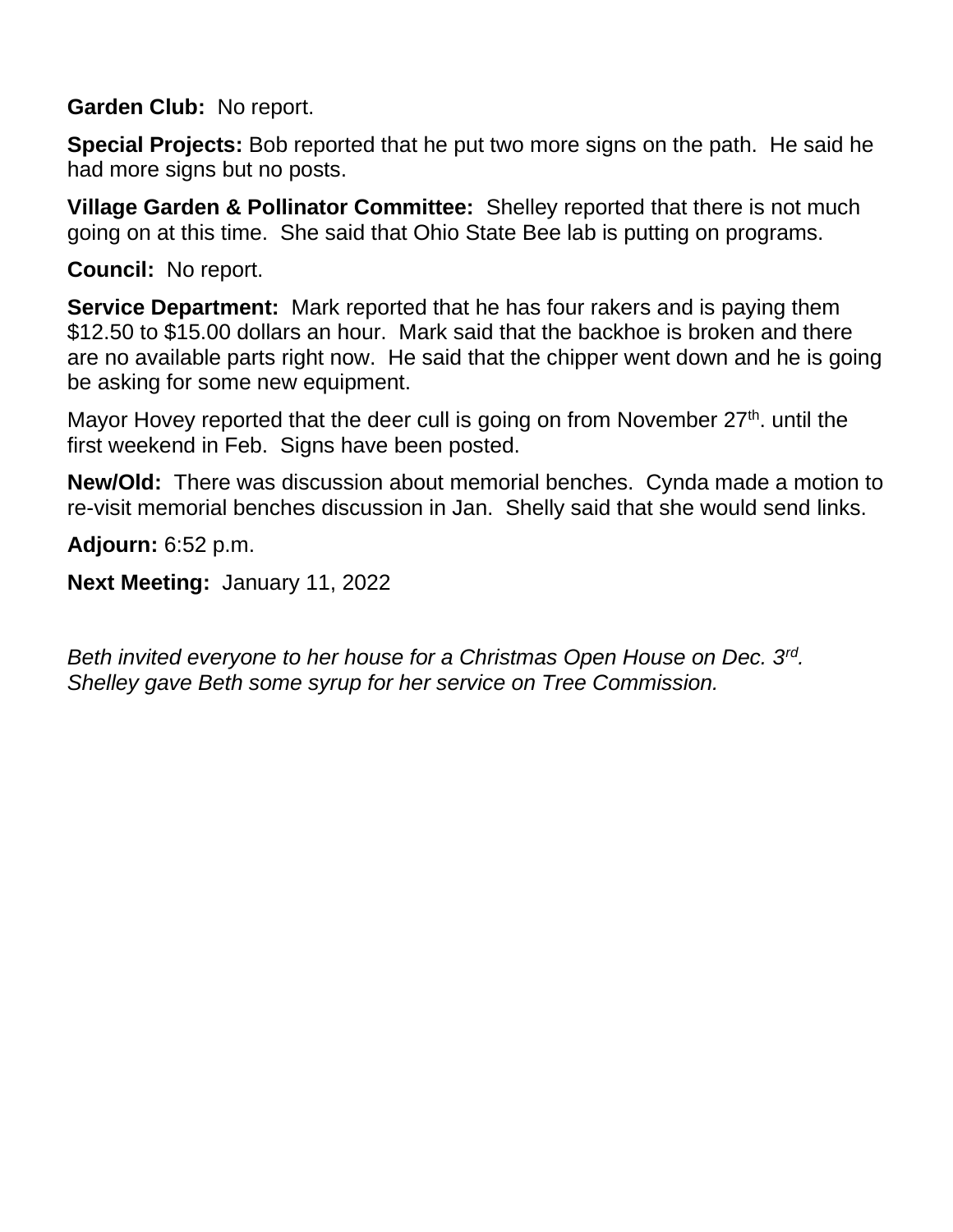**Garden Club:** No report.

**Special Projects:** Bob reported that he put two more signs on the path. He said he had more signs but no posts.

**Village Garden & Pollinator Committee:** Shelley reported that there is not much going on at this time. She said that Ohio State Bee lab is putting on programs.

**Council:** No report.

**Service Department:** Mark reported that he has four rakers and is paying them $12.50 to $15.00 dollars an hour. Mark said that the backhoe is broken and there are no available parts right now. He said that the chipper went down and he is going be asking for some new equipment.

Mayor Hovey reported that the deer cull is going on from November 27th. until the first weekend in Feb. Signs have been posted.

**New/Old:** There was discussion about memorial benches. Cynda made a motion to re-visit memorial benches discussion in Jan. Shelly said that she would send links.

**Adjourn:** 6:52 p.m.

**Next Meeting:** January 11, 2022

*Beth invited everyone to her house for a Christmas Open House on Dec. 3rd.*
*Shelley gave Beth some syrup for her service on Tree Commission.*